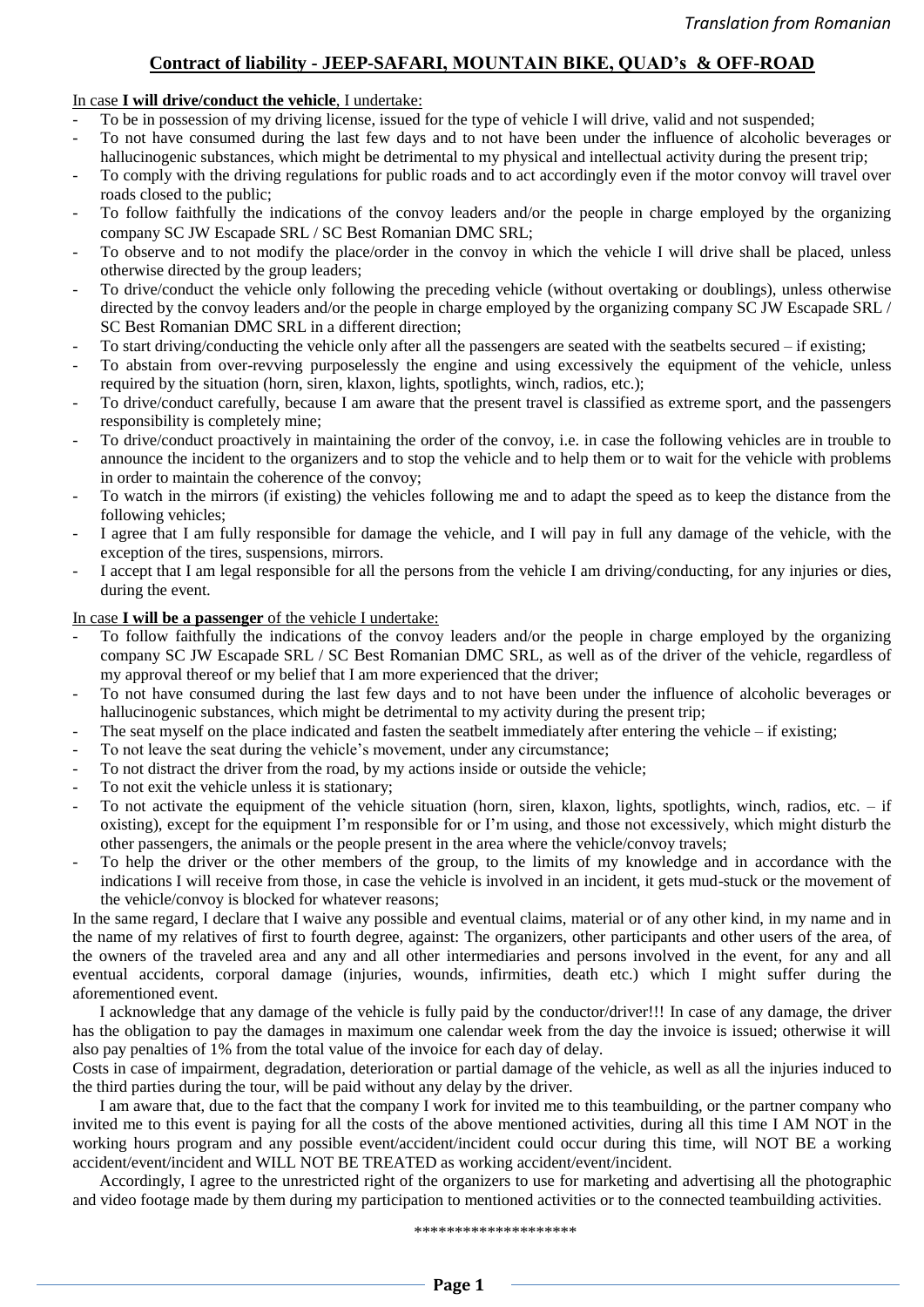*Translation from Romanian*

## Contract of liability - JEEP-SAFARI, MOUNTAIN BIKE, QUAD's & OFF-ROAD

In case **I will drive/conduct the vehicle**, I undertake:

- To be in possession of my driving license, issued for the type of vehicle I will drive, valid and not suspended;
- To not have consumed during the last few days and to not have been under the influence of alcoholic beverages or hallucinogenic substances, which might be detrimental to my physical and intellectual activity during the present trip;
- To comply with the driving regulations for public roads and to act accordingly even if the motor convoy will travel over roads closed to the public;
- To follow faithfully the indications of the convoy leaders and/or the people in charge employed by the organizing company SC JW Escapade SRL / SC Best Romanian DMC SRL;
- To observe and to not modify the place/order in the convoy in which the vehicle I will drive shall be placed, unless otherwise directed by the group leaders;
- To drive/conduct the vehicle only following the preceding vehicle (without overtaking or doublings), unless otherwise directed by the convoy leaders and/or the people in charge employed by the organizing company SC JW Escapade SRL / SC Best Romanian DMC SRL in a different direction;
- To start driving/conducting the vehicle only after all the passengers are seated with the seatbelts secured – if existing;
- To abstain from over-revving purposelessly the engine and using excessively the equipment of the vehicle, unless required by the situation (horn, siren, klaxon, lights, spotlights, winch, radios, etc.);
- To drive/conduct carefully, because I am aware that the present travel is classified as extreme sport, and the passengers responsibility is completely mine;
- To drive/conduct proactively in maintaining the order of the convoy, i.e. in case the following vehicles are in trouble to announce the incident to the organizers and to stop the vehicle and to help them or to wait for the vehicle with problems in order to maintain the coherence of the convoy;
- To watch in the mirrors (if existing) the vehicles following me and to adapt the speed as to keep the distance from the following vehicles;
- I agree that I am fully responsible for damage the vehicle, and I will pay in full any damage of the vehicle, with the exception of the tires, suspensions, mirrors.
- I accept that I am legal responsible for all the persons from the vehicle I am driving/conducting, for any injuries or dies, during the event.

In case **I will be a passenger** of the vehicle I undertake:

- To follow faithfully the indications of the convoy leaders and/or the people in charge employed by the organizing company SC JW Escapade SRL / SC Best Romanian DMC SRL, as well as of the driver of the vehicle, regardless of my approval thereof or my belief that I am more experienced that the driver;
- To not have consumed during the last few days and to not have been under the influence of alcoholic beverages or hallucinogenic substances, which might be detrimental to my activity during the present trip;
- The seat myself on the place indicated and fasten the seatbelt immediately after entering the vehicle – if existing;
- To not leave the seat during the vehicle's movement, under any circumstance;
- To not distract the driver from the road, by my actions inside or outside the vehicle;
- To not exit the vehicle unless it is stationary;
- To not activate the equipment of the vehicle situation (horn, siren, klaxon, lights, spotlights, winch, radios, etc. – if oxisting), except for the equipment I'm responsible for or I'm using, and those not excessively, which might disturb the other passengers, the animals or the people present in the area where the vehicle/convoy travels;
- To help the driver or the other members of the group, to the limits of my knowledge and in accordance with the indications I will receive from those, in case the vehicle is involved in an incident, it gets mud-stuck or the movement of the vehicle/convoy is blocked for whatever reasons;

In the same regard, I declare that I waive any possible and eventual claims, material or of any other kind, in my name and in the name of my relatives of first to fourth degree, against: The organizers, other participants and other users of the area, of the owners of the traveled area and any and all other intermediaries and persons involved in the event, for any and all eventual accidents, corporal damage (injuries, wounds, infirmities, death etc.) which I might suffer during the aforementioned event.

I acknowledge that any damage of the vehicle is fully paid by the conductor/driver!!! In case of any damage, the driver has the obligation to pay the damages in maximum one calendar week from the day the invoice is issued; otherwise it will also pay penalties of 1% from the total value of the invoice for each day of delay.

Costs in case of impairment, degradation, deterioration or partial damage of the vehicle, as well as all the injuries induced to the third parties during the tour, will be paid without any delay by the driver.

I am aware that, due to the fact that the company I work for invited me to this teambuilding, or the partner company who invited me to this event is paying for all the costs of the above mentioned activities, during all this time I AM NOT in the working hours program and any possible event/accident/incident could occur during this time, will NOT BE a working accident/event/incident and WILL NOT BE TREATED as working accident/event/incident.

Accordingly, I agree to the unrestricted right of the organizers to use for marketing and advertising all the photographic and video footage made by them during my participation to mentioned activities or to the connected teambuilding activities.

*******************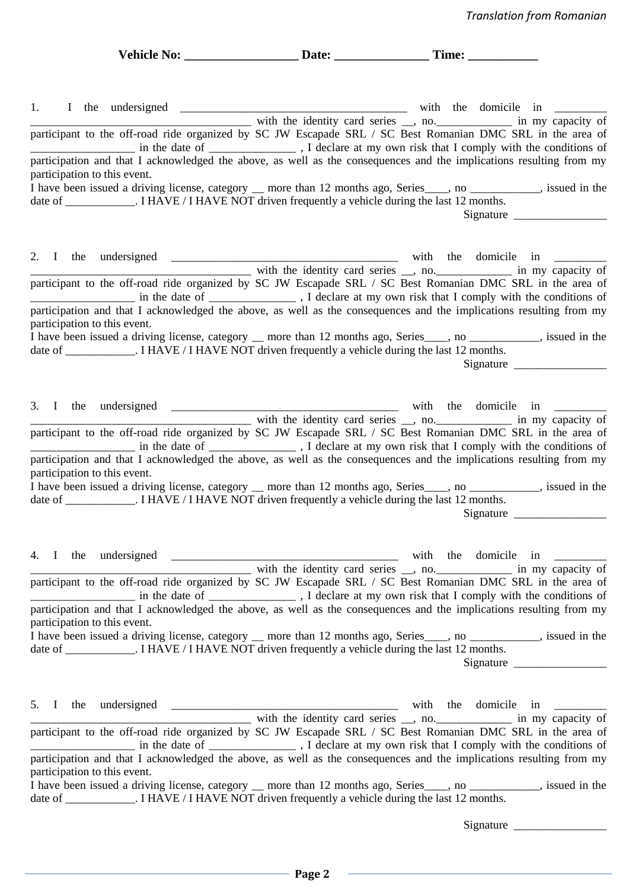*Translation from Romanian*

**Vehicle No: __________________ Date: _______________ Time: ___________**

1. I the undersigned _______________________________________ with the domicile in _________ _______________________________________ with the identity card series __, no._____________ in my capacity of participant to the off-road ride organized by SC JW Escapade SRL / SC Best Romanian DMC SRL in the area of __________________ in the date of _______________ , I declare at my own risk that I comply with the conditions of participation and that I acknowledged the above, as well as the consequences and the implications resulting from my participation to this event.
I have been issued a driving license, category __ more than 12 months ago, Series____, no ____________, issued in the date of ____________. I HAVE / I HAVE NOT driven frequently a vehicle during the last 12 months.
Signature ________________

2. I the undersigned _______________________________________ with the domicile in _________ _______________________________________ with the identity card series __, no._____________ in my capacity of participant to the off-road ride organized by SC JW Escapade SRL / SC Best Romanian DMC SRL in the area of __________________ in the date of _______________ , I declare at my own risk that I comply with the conditions of participation and that I acknowledged the above, as well as the consequences and the implications resulting from my participation to this event.
I have been issued a driving license, category __ more than 12 months ago, Series____, no ____________, issued in the date of ____________. I HAVE / I HAVE NOT driven frequently a vehicle during the last 12 months.
Signature ________________

3. I the undersigned _______________________________________ with the domicile in _________ _______________________________________ with the identity card series __, no._____________ in my capacity of participant to the off-road ride organized by SC JW Escapade SRL / SC Best Romanian DMC SRL in the area of __________________ in the date of _______________ , I declare at my own risk that I comply with the conditions of participation and that I acknowledged the above, as well as the consequences and the implications resulting from my participation to this event.
I have been issued a driving license, category __ more than 12 months ago, Series____, no ____________, issued in the date of ____________. I HAVE / I HAVE NOT driven frequently a vehicle during the last 12 months.
Signature ________________

4. I the undersigned _______________________________________ with the domicile in _________ _______________________________________ with the identity card series __, no._____________ in my capacity of participant to the off-road ride organized by SC JW Escapade SRL / SC Best Romanian DMC SRL in the area of __________________ in the date of _______________ , I declare at my own risk that I comply with the conditions of participation and that I acknowledged the above, as well as the consequences and the implications resulting from my participation to this event.
I have been issued a driving license, category __ more than 12 months ago, Series____, no ____________, issued in the date of ____________. I HAVE / I HAVE NOT driven frequently a vehicle during the last 12 months.
Signature ________________

5. I the undersigned _______________________________________ with the domicile in _________ _______________________________________ with the identity card series __, no._____________ in my capacity of participant to the off-road ride organized by SC JW Escapade SRL / SC Best Romanian DMC SRL in the area of __________________ in the date of _______________ , I declare at my own risk that I comply with the conditions of participation and that I acknowledged the above, as well as the consequences and the implications resulting from my participation to this event.
I have been issued a driving license, category __ more than 12 months ago, Series____, no ____________, issued in the date of ____________. I HAVE / I HAVE NOT driven frequently a vehicle during the last 12 months.

Signature ________________